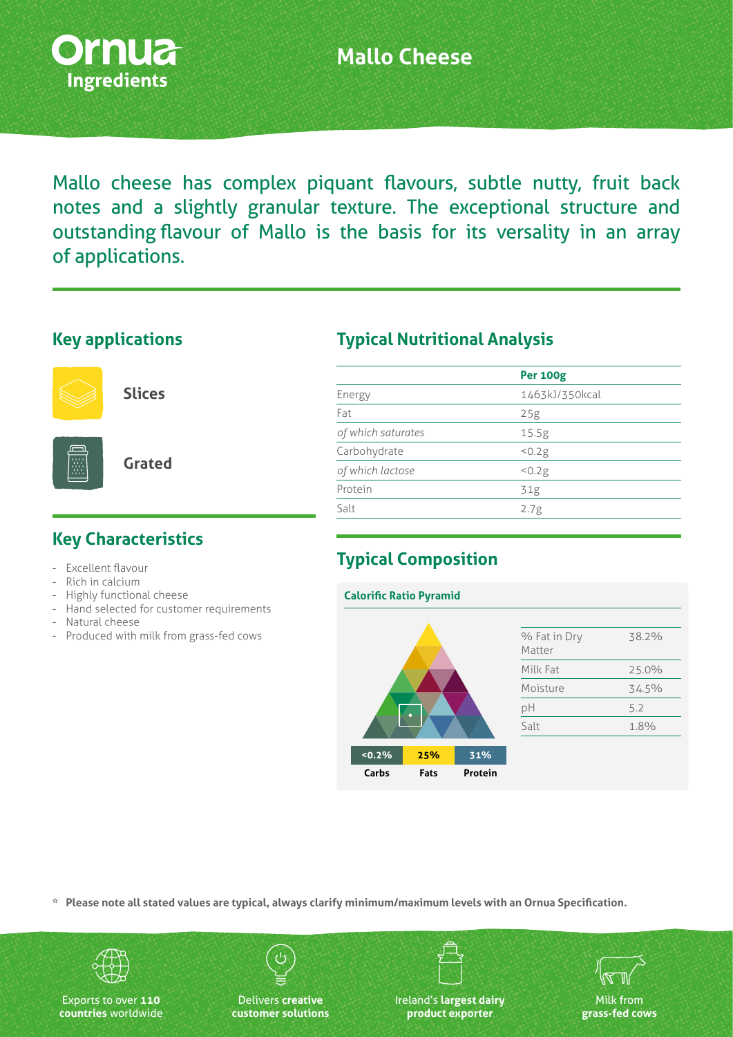Ornua Ingredients

# Mallo Cheese

Mallo cheese has complex piquant flavours, subtle nutty, fruit back notes and a slightly granular texture. The exceptional structure and outstanding flavour of Mallo is the basis for its versality in an array of applications.

## Key applications

- Slices
- Grated

## Key Characteristics

- Excellent flavour
- Rich in calcium
- Highly functional cheese
- Hand selected for customer requirements
- Natural cheese
- Produced with milk from grass-fed cows

## Typical Nutritional Analysis

| | Per 100g |
|---|---|
| Energy | 1463kJ/350kcal |
| Fat | 25g |
| *of which saturates* | 15.5g |
| Carbohydrate | <0.2g |
| *of which lactose* | <0.2g |
| Protein | 31g |
| Salt | 2.7g |

## Typical Composition

### Calorific Ratio Pyramid

| <0.2% | 25% | 31% |
|---|---|---|
| Carbs | Fats | Protein |

| | |
|---|---|
| % Fat in Dry Matter | 38.2% |
| Milk Fat | 25.0% |
| Moisture | 34.5% |
| pH | 5.2 |
| Salt | 1.8% |

\* **Please note all stated values are typical, always clarify minimum/maximum levels with an Ornua Specification.**

Exports to over **110 countries** worldwide

Delivers **creative customer solutions**

Ireland's **largest dairy product exporter**

Milk from **grass-fed cows**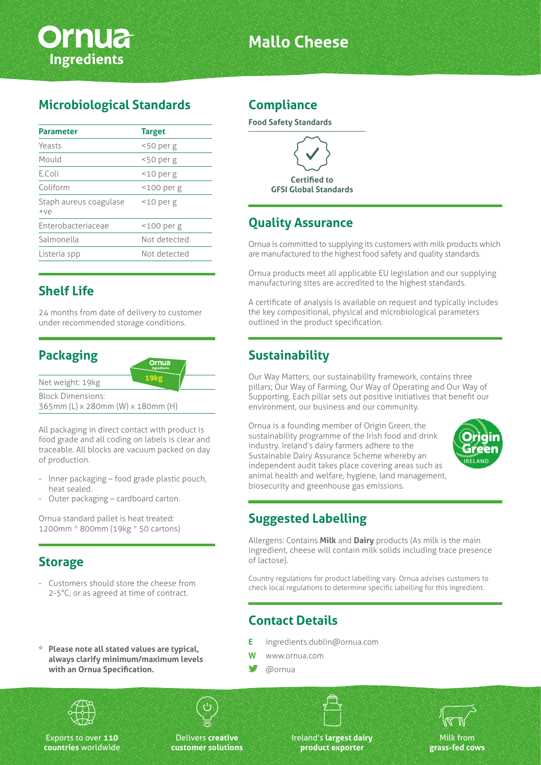Ornua Ingredients

# Mallo Cheese

## Microbiological Standards

| Parameter | Target |
|---|---|
| Yeasts | <50 per g |
| Mould | <50 per g |
| E.Coli | <10 per g |
| Coliform | <100 per g |
| Staph aureus coagulase +ve | <10 per g |
| Enterobacteriaceae | <100 per g |
| Salmonella | Not detected |
| Listeria spp | Not detected |

## Shelf Life

24 months from date of delivery to customer under recommended storage conditions.

## Packaging

Net weight: 19kg

Block Dimensions:
365mm (L) x 280mm (W) x 180mm (H)

All packaging in direct contact with product is food grade and all coding on labels is clear and traceable. All blocks are vacuum packed on day of production.

- Inner packaging – food grade plastic pouch, heat sealed.
- Outer packaging – cardboard carton.

Ornua standard pallet is heat treated:
1200mm * 800mm (19kg * 50 cartons)

## Storage

- Customers should store the cheese from 2-5°C, or as agreed at time of contract.

**\* Please note all stated values are typical, always clarify minimum/maximum levels with an Ornua Specification.**

## Compliance

**Food Safety Standards**

**Certified to GFSI Global Standards**

## Quality Assurance

Ornua is committed to supplying its customers with milk products which are manufactured to the highest food safety and quality standards.

Ornua products meet all applicable EU legislation and our supplying manufacturing sites are accredited to the highest standards.

A certificate of analysis is available on request and typically includes the key compositional, physical and microbiological parameters outlined in the product specification.

## Sustainability

Our Way Matters, our sustainability framework, contains three pillars; Our Way of Farming, Our Way of Operating and Our Way of Supporting. Each pillar sets out positive initiatives that benefit our environment, our business and our community.

Ornua is a founding member of Origin Green, the sustainability programme of the Irish food and drink industry. Ireland's dairy farmers adhere to the Sustainable Dairy Assurance Scheme whereby an independent audit takes place covering areas such as animal health and welfare, hygiene, land management, biosecurity and greenhouse gas emissions.

## Suggested Labelling

Allergens: Contains **Milk** and **Dairy** products (As milk is the main ingredient, cheese will contain milk solids including trace presence of lactose).

Country regulations for product labelling vary. Ornua advises customers to check local regulations to determine specific labelling for this ingredient.

## Contact Details

- **E** ingredients.dublin@ornua.com
- **W** www.ornua.com
- @ornua

Exports to over **110 countries** worldwide

Delivers **creative customer solutions**

Ireland's **largest dairy product exporter**

Milk from **grass-fed cows**